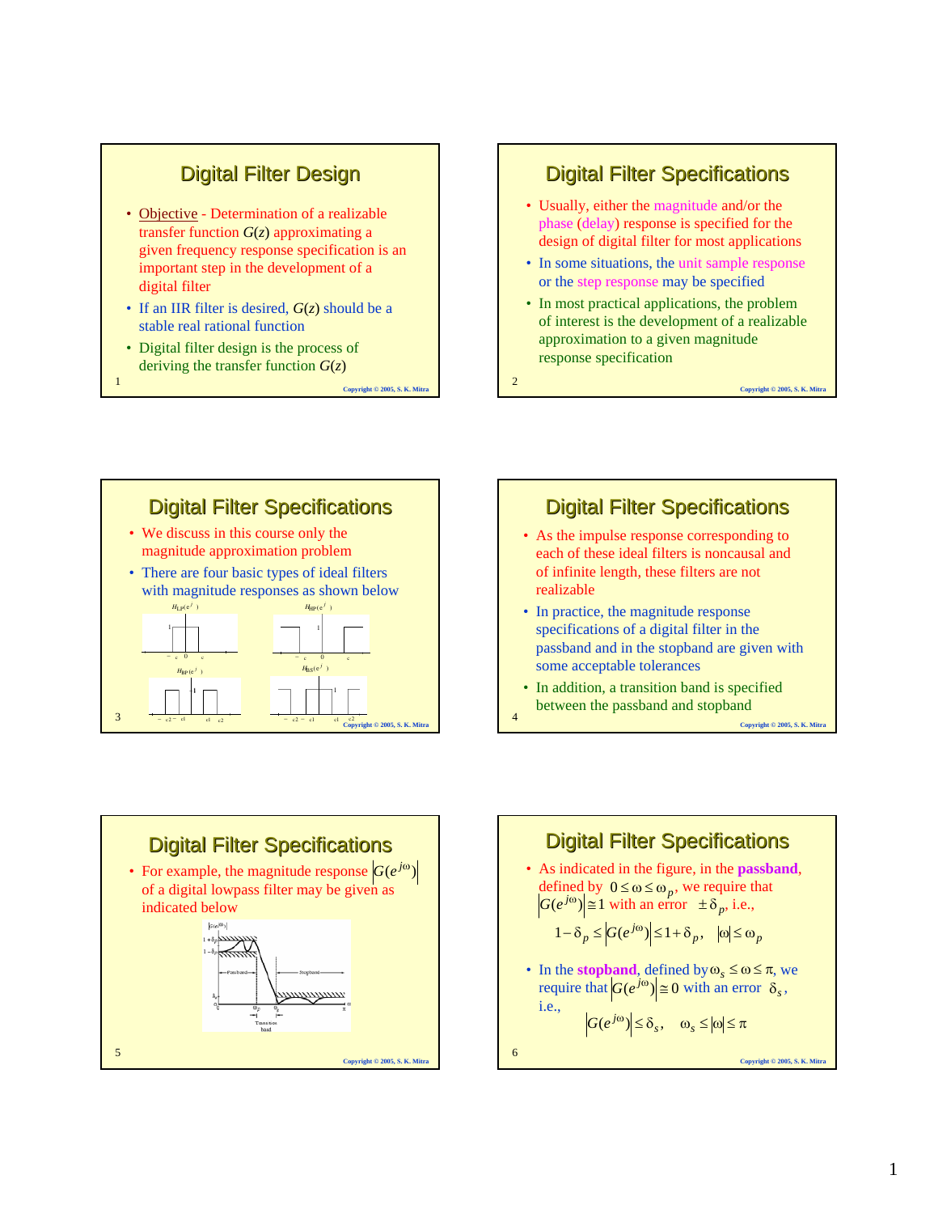# Digital Filter Design

- Objective - Determination of a realizable transfer function $G(z)$ approximating a given frequency response specification is an important step in the development of a digital filter
- If an IIR filter is desired, $G(z)$ should be a stable real rational function
- Digital filter design is the process of deriving the transfer function $G(z)$

# Digital Filter Specifications

- Usually, either the magnitude and/or the phase (delay) response is specified for the design of digital filter for most applications
- In some situations, the unit sample response or the step response may be specified
- In most practical applications, the problem of interest is the development of a realizable approximation to a given magnitude response specification

# Digital Filter Specifications

- We discuss in this course only the magnitude approximation problem
- There are four basic types of ideal filters with magnitude responses as shown below

# Digital Filter Specifications

- As the impulse response corresponding to each of these ideal filters is noncausal and of infinite length, these filters are not realizable
- In practice, the magnitude response specifications of a digital filter in the passband and in the stopband are given with some acceptable tolerances
- In addition, a transition band is specified between the passband and stopband

# Digital Filter Specifications

- For example, the magnitude response $|G(e^{j\omega})|$ of a digital lowpass filter may be given as indicated below

# Digital Filter Specifications

- As indicated in the figure, in the **passband**, defined by $0 \le \omega \le \omega_p$, we require that $|G(e^{j\omega})| \cong 1$ with an error $\pm\delta_p$, i.e.,

$$1-\delta_p \le |G(e^{j\omega})| \le 1+\delta_p, \quad |\omega| \le \omega_p$$

- In the **stopband**, defined by $\omega_s \le \omega \le \pi$, we require that $|G(e^{j\omega})| \cong 0$ with an error $\delta_s$, i.e.,

$$|G(e^{j\omega})| \le \delta_s, \quad \omega_s \le |\omega| \le \pi$$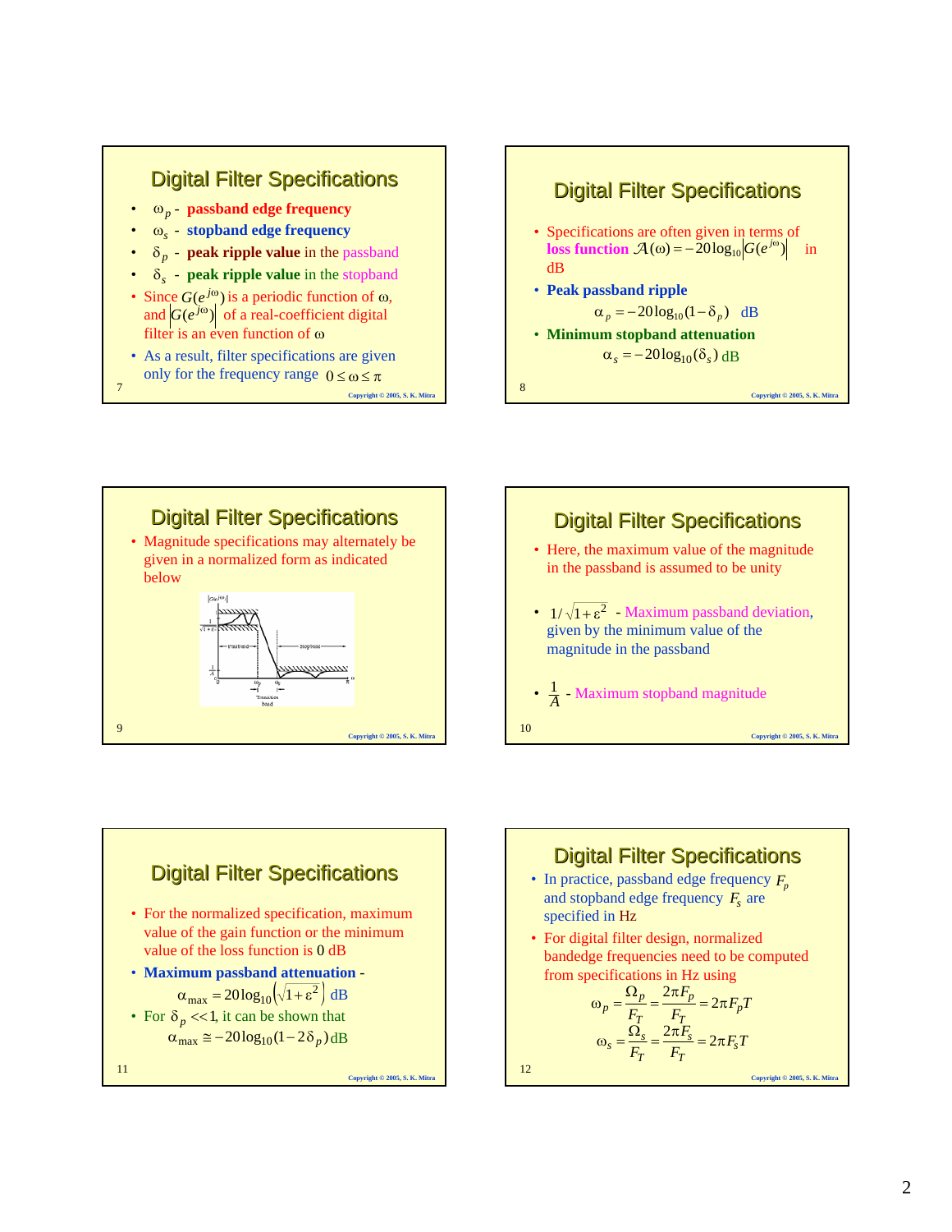## Digital Filter Specifications

- $\omega_p$ - **passband edge frequency**
- $\omega_s$ - **stopband edge frequency**
- $\delta_p$ - **peak ripple value** in the passband
- $\delta_s$ - **peak ripple value** in the stopband
- Since $G(e^{j\omega})$ is a periodic function of $\omega$, and $|G(e^{j\omega})|$ of a real-coefficient digital filter is an even function of $\omega$
- As a result, filter specifications are given only for the frequency range $0 \le \omega \le \pi$

## Digital Filter Specifications

- Specifications are often given in terms of **loss function** $\mathcal{A}(\omega) = -20\log_{10}|G(e^{j\omega})|$ in dB
- **Peak passband ripple**

  $$\alpha_p = -20\log_{10}(1-\delta_p) \text{ dB}$$
- **Minimum stopband attenuation**

  $$\alpha_s = -20\log_{10}(\delta_s) \text{ dB}$$

## Digital Filter Specifications

- Magnitude specifications may alternately be given in a normalized form as indicated below

## Digital Filter Specifications

- Here, the maximum value of the magnitude in the passband is assumed to be unity
- $1/\sqrt{1+\varepsilon^2}$ - Maximum passband deviation, given by the minimum value of the magnitude in the passband
- $\dfrac{1}{A}$ - Maximum stopband magnitude

## Digital Filter Specifications

- For the normalized specification, maximum value of the gain function or the minimum value of the loss function is 0 dB
- **Maximum passband attenuation** -

  $$\alpha_{max} = 20\log_{10}\left(\sqrt{1+\varepsilon^2}\right) \text{ dB}$$
- For $\delta_p << 1$, it can be shown that

  $$\alpha_{max} \cong -20\log_{10}(1-2\delta_p) \text{ dB}$$

## Digital Filter Specifications

- In practice, passband edge frequency $F_p$ and stopband edge frequency $F_s$ are specified in Hz
- For digital filter design, normalized bandedge frequencies need to be computed from specifications in Hz using

$$\omega_p = \frac{\Omega_p}{F_T} = \frac{2\pi F_p}{F_T} = 2\pi F_p T$$

$$\omega_s = \frac{\Omega_s}{F_T} = \frac{2\pi F_s}{F_T} = 2\pi F_s T$$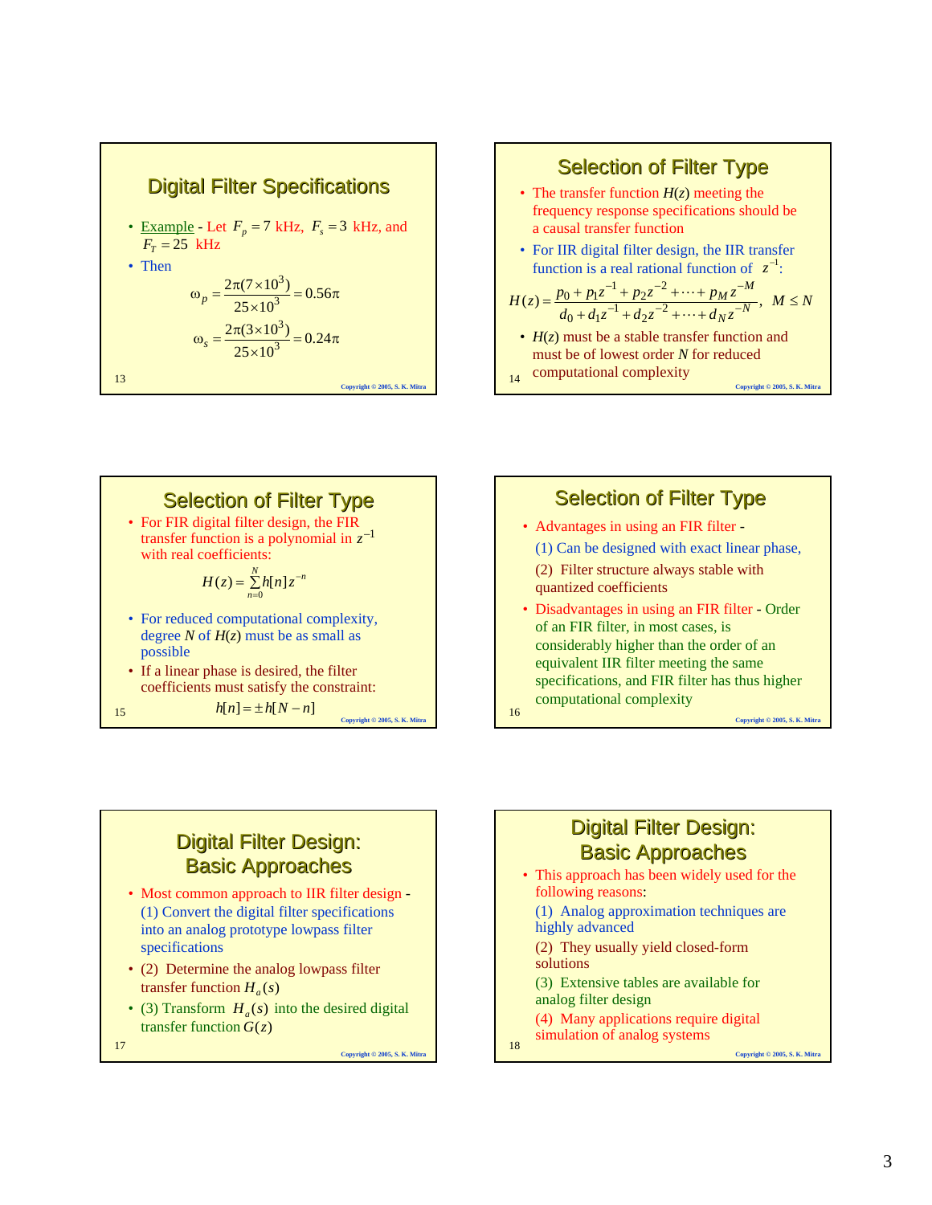## Digital Filter Specifications

- Example - Let $F_p = 7$ kHz, $F_s = 3$ kHz, and $F_T = 25$ kHz
- Then

$$\omega_p = \frac{2\pi(7\times10^3)}{25\times10^3} = 0.56\pi$$

$$\omega_s = \frac{2\pi(3\times10^3)}{25\times10^3} = 0.24\pi$$

## Selection of Filter Type

- The transfer function $H(z)$ meeting the frequency response specifications should be a causal transfer function
- For IIR digital filter design, the IIR transfer function is a real rational function of $z^{-1}$:

$$H(z) = \frac{p_0 + p_1 z^{-1} + p_2 z^{-2} + \cdots + p_M z^{-M}}{d_0 + d_1 z^{-1} + d_2 z^{-2} + \cdots + d_N z^{-N}}, \quad M \le N$$

- $H(z)$ must be a stable transfer function and must be of lowest order $N$ for reduced computational complexity

## Selection of Filter Type

- For FIR digital filter design, the FIR transfer function is a polynomial in $z^{-1}$ with real coefficients:

$$H(z) = \sum_{n=0}^{N} h[n] z^{-n}$$

- For reduced computational complexity, degree $N$ of $H(z)$ must be as small as possible
- If a linear phase is desired, the filter coefficients must satisfy the constraint:

$$h[n] = \pm h[N-n]$$

## Selection of Filter Type

- Advantages in using an FIR filter -

  (1) Can be designed with exact linear phase,

  (2) Filter structure always stable with quantized coefficients
- Disadvantages in using an FIR filter - Order of an FIR filter, in most cases, is considerably higher than the order of an equivalent IIR filter meeting the same specifications, and FIR filter has thus higher computational complexity

## Digital Filter Design: Basic Approaches

- Most common approach to IIR filter design - (1) Convert the digital filter specifications into an analog prototype lowpass filter specifications
- (2) Determine the analog lowpass filter transfer function $H_a(s)$
- (3) Transform $H_a(s)$ into the desired digital transfer function $G(z)$

## Digital Filter Design: Basic Approaches

- This approach has been widely used for the following reasons:

  (1) Analog approximation techniques are highly advanced

  (2) They usually yield closed-form solutions

  (3) Extensive tables are available for analog filter design

  (4) Many applications require digital simulation of analog systems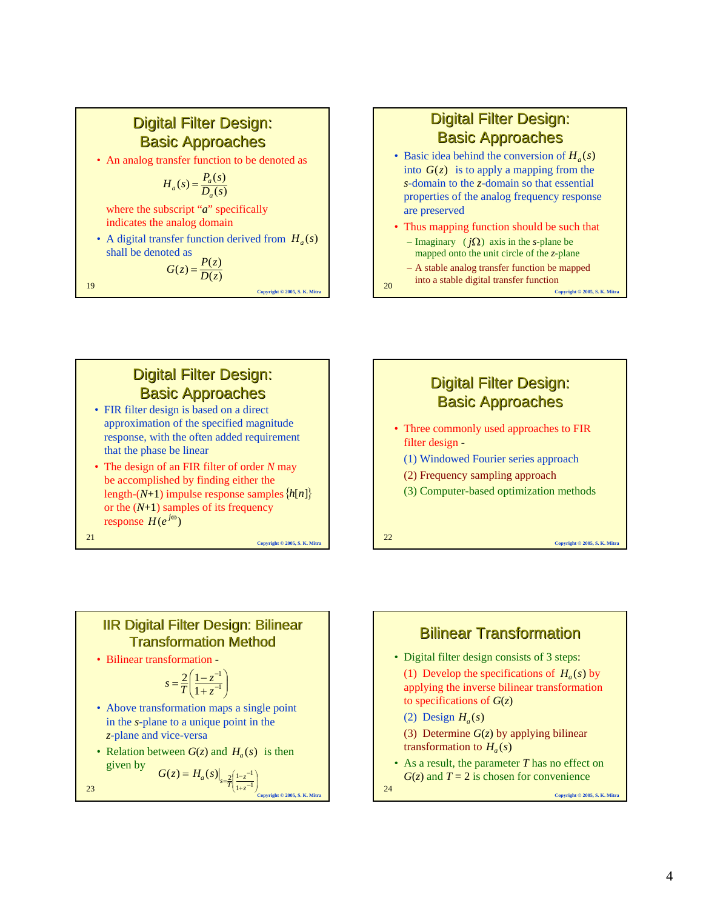## Digital Filter Design: Basic Approaches

- An analog transfer function to be denoted as

$$H_a(s) = \frac{P_a(s)}{D_a(s)}$$

where the subscript "*a*" specifically indicates the analog domain

- A digital transfer function derived from $H_a(s)$ shall be denoted as

$$G(z) = \frac{P(z)}{D(z)}$$

## Digital Filter Design: Basic Approaches

- Basic idea behind the conversion of $H_a(s)$ into $G(z)$ is to apply a mapping from the *s*-domain to the *z*-domain so that essential properties of the analog frequency response are preserved
- Thus mapping function should be such that
  - Imaginary $(j\Omega)$ axis in the *s*-plane be mapped onto the unit circle of the *z*-plane
  - A stable analog transfer function be mapped into a stable digital transfer function

## Digital Filter Design: Basic Approaches

- FIR filter design is based on a direct approximation of the specified magnitude response, with the often added requirement that the phase be linear
- The design of an FIR filter of order $N$ may be accomplished by finding either the length-$(N+1)$ impulse response samples $\{h[n]\}$ or the $(N+1)$ samples of its frequency response $H(e^{j\omega})$

## Digital Filter Design: Basic Approaches

- Three commonly used approaches to FIR filter design -
  - (1) Windowed Fourier series approach
  - (2) Frequency sampling approach
  - (3) Computer-based optimization methods

## IIR Digital Filter Design: Bilinear Transformation Method

- Bilinear transformation -

$$s = \frac{2}{T}\left(\frac{1 - z^{-1}}{1 + z^{-1}}\right)$$

- Above transformation maps a single point in the *s*-plane to a unique point in the *z*-plane and vice-versa
- Relation between $G(z)$ and $H_a(s)$ is then given by

$$G(z) = H_a(s)\Big|_{s = \frac{2}{T}\left(\frac{1 - z^{-1}}{1 + z^{-1}}\right)}$$

## Bilinear Transformation

- Digital filter design consists of 3 steps:
  - (1) Develop the specifications of $H_a(s)$ by applying the inverse bilinear transformation to specifications of $G(z)$
  - (2) Design $H_a(s)$
  - (3) Determine $G(z)$ by applying bilinear transformation to $H_a(s)$
- As a result, the parameter $T$ has no effect on $G(z)$ and $T = 2$ is chosen for convenience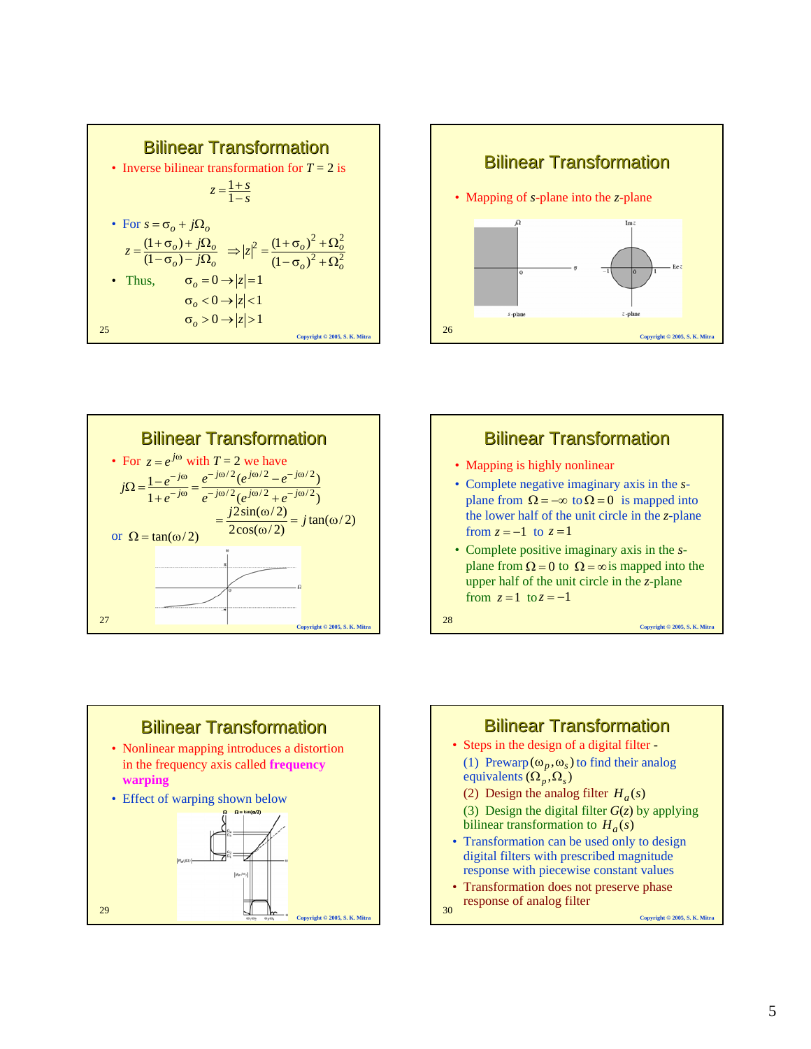## Bilinear Transformation

- Inverse bilinear transformation for $T = 2$ is

$$z = \frac{1+s}{1-s}$$

- For $s = \sigma_o + j\Omega_o$

$$z = \frac{(1+\sigma_o) + j\Omega_o}{(1-\sigma_o) - j\Omega_o} \Rightarrow |z|^2 = \frac{(1+\sigma_o)^2 + \Omega_o^2}{(1-\sigma_o)^2 + \Omega_o^2}$$

- Thus, $\sigma_o = 0 \rightarrow |z| = 1$

  $\sigma_o < 0 \rightarrow |z| < 1$

  $\sigma_o > 0 \rightarrow |z| > 1$

Copyright © 2005, S. K. Mitra

## Bilinear Transformation

- Mapping of $s$-plane into the $z$-plane

Copyright © 2005, S. K. Mitra

## Bilinear Transformation

- For $z = e^{j\omega}$ with $T = 2$ we have

$$j\Omega = \frac{1-e^{-j\omega}}{1+e^{-j\omega}} = \frac{e^{-j\omega/2}(e^{j\omega/2} - e^{-j\omega/2})}{e^{-j\omega/2}(e^{j\omega/2} + e^{-j\omega/2})}$$

$$= \frac{j2\sin(\omega/2)}{2\cos(\omega/2)} = j\tan(\omega/2)$$

or $\Omega = \tan(\omega/2)$

Copyright © 2005, S. K. Mitra

## Bilinear Transformation

- Mapping is highly nonlinear
- Complete negative imaginary axis in the $s$-plane from $\Omega = -\infty$ to $\Omega = 0$ is mapped into the lower half of the unit circle in the $z$-plane from $z = -1$ to $z = 1$
- Complete positive imaginary axis in the $s$-plane from $\Omega = 0$ to $\Omega = \infty$ is mapped into the upper half of the unit circle in the $z$-plane from $z = 1$ to $z = -1$

Copyright © 2005, S. K. Mitra

## Bilinear Transformation

- Nonlinear mapping introduces a distortion in the frequency axis called **frequency warping**
- Effect of warping shown below

Copyright © 2005, S. K. Mitra

## Bilinear Transformation

- Steps in the design of a digital filter -

  (1) Prewarp $(\omega_p, \omega_s)$ to find their analog equivalents $(\Omega_p, \Omega_s)$

  (2) Design the analog filter $H_a(s)$

  (3) Design the digital filter $G(z)$ by applying bilinear transformation to $H_a(s)$
- Transformation can be used only to design digital filters with prescribed magnitude response with piecewise constant values
- Transformation does not preserve phase response of analog filter

Copyright © 2005, S. K. Mitra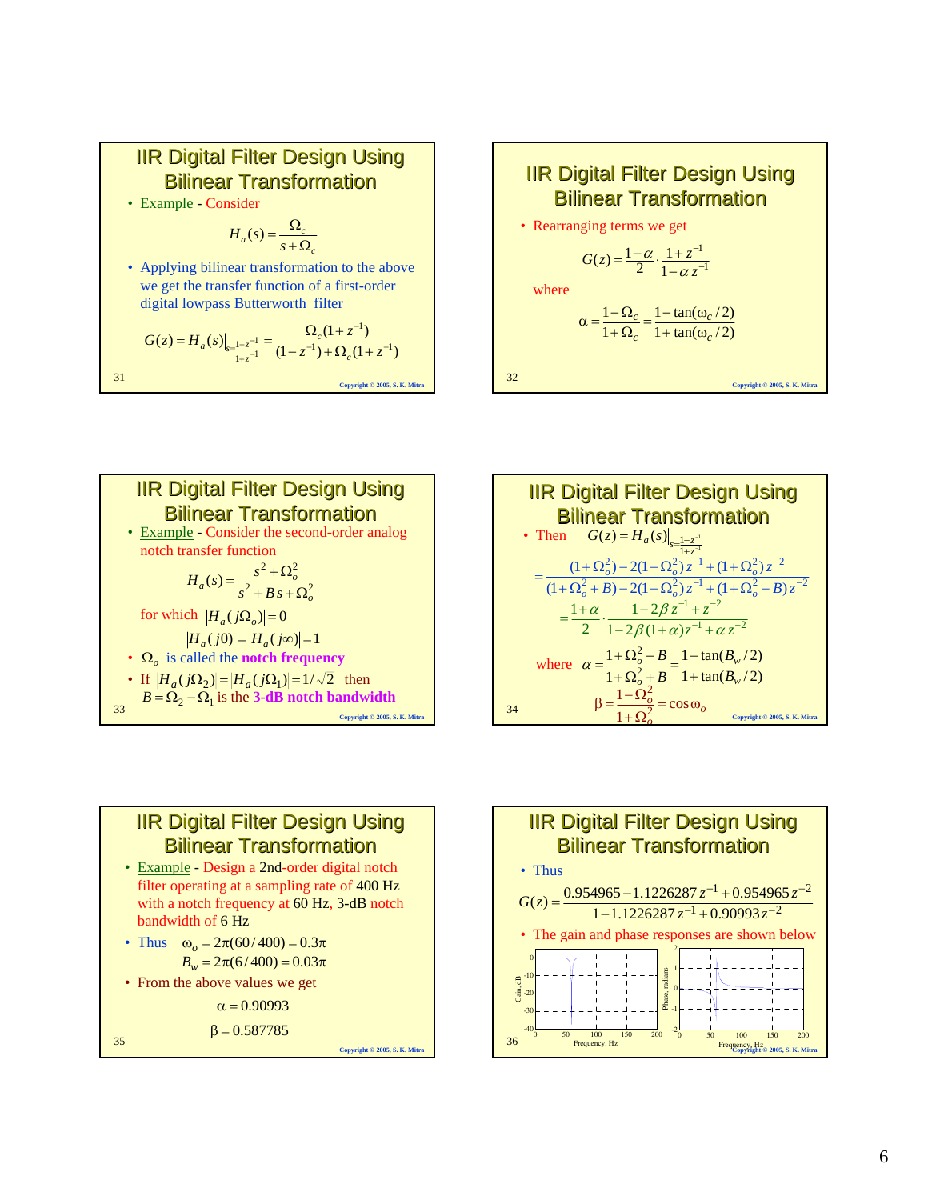## IIR Digital Filter Design Using Bilinear Transformation

- Example - Consider

$$H_a(s) = \frac{\Omega_c}{s + \Omega_c}$$

- Applying bilinear transformation to the above we get the transfer function of a first-order digital lowpass Butterworth filter

$$G(z) = H_a(s)\Big|_{s=\frac{1-z^{-1}}{1+z^{-1}}} = \frac{\Omega_c(1+z^{-1})}{(1-z^{-1}) + \Omega_c(1+z^{-1})}$$

## IIR Digital Filter Design Using Bilinear Transformation

- Rearranging terms we get

$$G(z) = \frac{1-\alpha}{2} \cdot \frac{1+z^{-1}}{1-\alpha z^{-1}}$$

where

$$\alpha = \frac{1-\Omega_c}{1+\Omega_c} = \frac{1-\tan(\omega_c/2)}{1+\tan(\omega_c/2)}$$

## IIR Digital Filter Design Using Bilinear Transformation

- Example - Consider the second-order analog notch transfer function

$$H_a(s) = \frac{s^2 + \Omega_o^2}{s^2 + Bs + \Omega_o^2}$$

for which $|H_a(j\Omega_o)| = 0$

$$|H_a(j0)| = |H_a(j\infty)| = 1$$

- $\Omega_o$ is called the **notch frequency**
- If $|H_a(j\Omega_2)| = |H_a(j\Omega_1)| = 1/\sqrt{2}$ then $B = \Omega_2 - \Omega_1$ is the **3-dB notch bandwidth**

## IIR Digital Filter Design Using Bilinear Transformation

- Then $G(z) = H_a(s)\Big|_{s=\frac{1-z^{-1}}{1+z^{-1}}}$

$$= \frac{(1+\Omega_o^2) - 2(1-\Omega_o^2)z^{-1} + (1+\Omega_o^2)z^{-2}}{(1+\Omega_o^2+B) - 2(1-\Omega_o^2)z^{-1} + (1+\Omega_o^2-B)z^{-2}}$$

$$= \frac{1+\alpha}{2} \cdot \frac{1-2\beta z^{-1} + z^{-2}}{1-2\beta(1+\alpha)z^{-1} + \alpha z^{-2}}$$

where $\alpha = \dfrac{1+\Omega_o^2 - B}{1+\Omega_o^2 + B} = \dfrac{1-\tan(B_w/2)}{1+\tan(B_w/2)}$

$$\beta = \frac{1-\Omega_o^2}{1+\Omega_o^2} = \cos\omega_o$$

## IIR Digital Filter Design Using Bilinear Transformation

- Example - Design a 2nd-order digital notch filter operating at a sampling rate of 400 Hz with a notch frequency at 60 Hz, 3-dB notch bandwidth of 6 Hz
- Thus $\omega_o = 2\pi(60/400) = 0.3\pi$

$$B_w = 2\pi(6/400) = 0.03\pi$$

- From the above values we get

$$\alpha = 0.90993$$

$$\beta = 0.587785$$

## IIR Digital Filter Design Using Bilinear Transformation

- Thus

$$G(z) = \frac{0.954965 - 1.1226287z^{-1} + 0.954965z^{-2}}{1 - 1.1226287z^{-1} + 0.90993z^{-2}}$$

- The gain and phase responses are shown below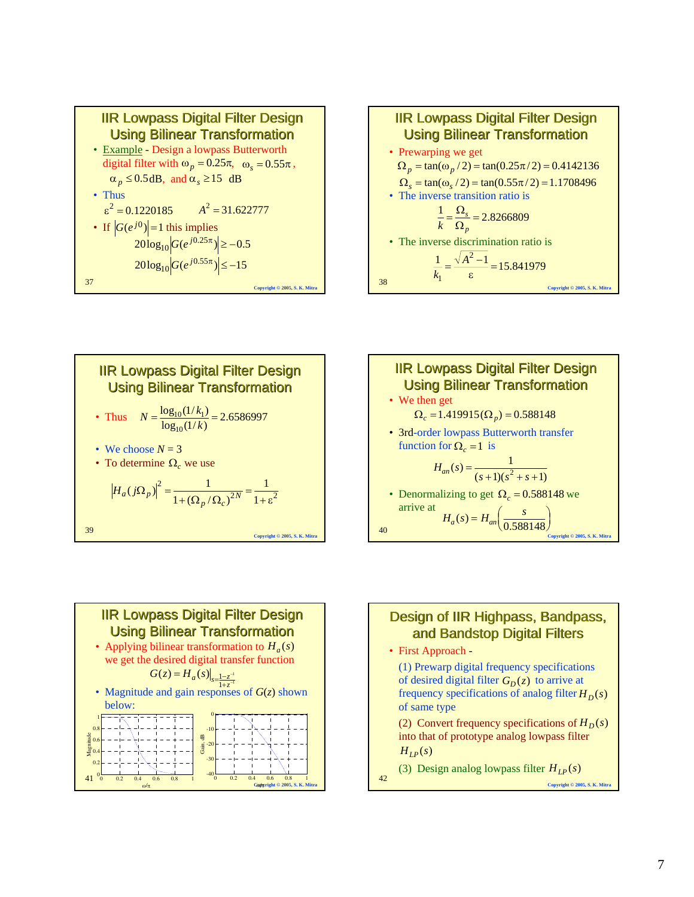## IIR Lowpass Digital Filter Design Using Bilinear Transformation

- Example - Design a lowpass Butterworth digital filter with $\omega_p = 0.25\pi$, $\omega_s = 0.55\pi$, $\alpha_p \le 0.5$dB, and $\alpha_s \ge 15$ dB
- Thus

$$\varepsilon^2 = 0.1220185 \qquad A^2 = 31.622777$$

- If $|G(e^{j0})| = 1$ this implies

$$20\log_{10}|G(e^{j0.25\pi})| \ge -0.5$$

$$20\log_{10}|G(e^{j0.55\pi})| \le -15$$

## IIR Lowpass Digital Filter Design Using Bilinear Transformation

- Prewarping we get

$$\Omega_p = \tan(\omega_p/2) = \tan(0.25\pi/2) = 0.4142136$$

$$\Omega_s = \tan(\omega_s/2) = \tan(0.55\pi/2) = 1.1708496$$

- The inverse transition ratio is

$$\frac{1}{k} = \frac{\Omega_s}{\Omega_p} = 2.8266809$$

- The inverse discrimination ratio is

$$\frac{1}{k_1} = \frac{\sqrt{A^2 - 1}}{\varepsilon} = 15.841979$$

## IIR Lowpass Digital Filter Design Using Bilinear Transformation

- Thus $\quad N = \dfrac{\log_{10}(1/k_1)}{\log_{10}(1/k)} = 2.6586997$
- We choose $N = 3$
- To determine $\Omega_c$ we use

$$|H_a(j\Omega_p)|^2 = \frac{1}{1 + (\Omega_p/\Omega_c)^{2N}} = \frac{1}{1+\varepsilon^2}$$

## IIR Lowpass Digital Filter Design Using Bilinear Transformation

- We then get

$$\Omega_c = 1.419915(\Omega_p) = 0.588148$$

- 3rd-order lowpass Butterworth transfer function for $\Omega_c = 1$ is

$$H_{an}(s) = \frac{1}{(s+1)(s^2+s+1)}$$

- Denormalizing to get $\Omega_c = 0.588148$ we arrive at

$$H_a(s) = H_{an}\left(\frac{s}{0.588148}\right)$$

## IIR Lowpass Digital Filter Design Using Bilinear Transformation

- Applying bilinear transformation to $H_a(s)$ we get the desired digital transfer function

$$G(z) = H_a(s)\Big|_{s = \frac{1 - z^{-1}}{1 + z^{-1}}}$$

- Magnitude and gain responses of $G(z)$ shown below:

## Design of IIR Highpass, Bandpass, and Bandstop Digital Filters

- First Approach -

  (1) Prewarp digital frequency specifications of desired digital filter $G_D(z)$ to arrive at frequency specifications of analog filter $H_D(s)$ of same type

  (2) Convert frequency specifications of $H_D(s)$ into that of prototype analog lowpass filter $H_{LP}(s)$

  (3) Design analog lowpass filter $H_{LP}(s)$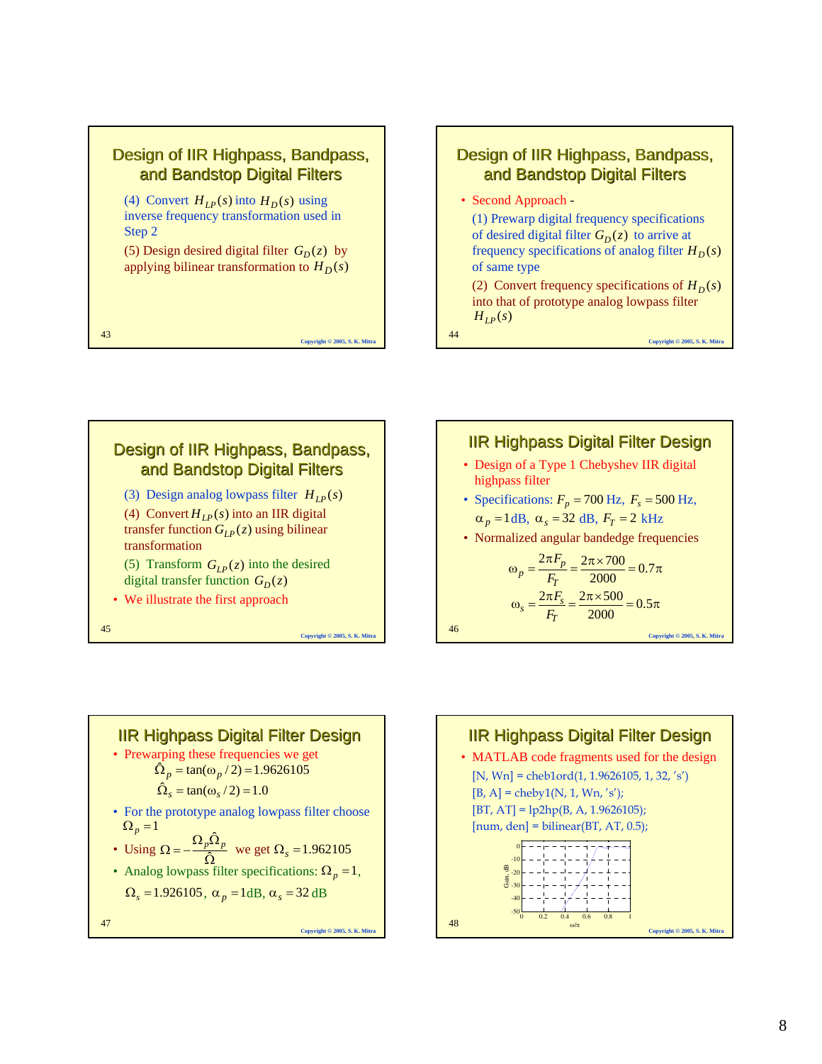## Design of IIR Highpass, Bandpass, and Bandstop Digital Filters

(4) Convert $H_{LP}(s)$ into $H_D(s)$ using inverse frequency transformation used in Step 2

(5) Design desired digital filter $G_D(z)$ by applying bilinear transformation to $H_D(s)$

## Design of IIR Highpass, Bandpass, and Bandstop Digital Filters

- Second Approach -

  (1) Prewarp digital frequency specifications of desired digital filter $G_D(z)$ to arrive at frequency specifications of analog filter $H_D(s)$ of same type

  (2) Convert frequency specifications of $H_D(s)$ into that of prototype analog lowpass filter $H_{LP}(s)$

## Design of IIR Highpass, Bandpass, and Bandstop Digital Filters

(3) Design analog lowpass filter $H_{LP}(s)$

(4) Convert $H_{LP}(s)$ into an IIR digital transfer function $G_{LP}(z)$ using bilinear transformation

(5) Transform $G_{LP}(z)$ into the desired digital transfer function $G_D(z)$

- We illustrate the first approach

## IIR Highpass Digital Filter Design

- Design of a Type 1 Chebyshev IIR digital highpass filter
- Specifications: $F_p = 700$ Hz, $F_s = 500$ Hz, $\alpha_p = 1$ dB, $\alpha_s = 32$ dB, $F_T = 2$ kHz
- Normalized angular bandedge frequencies

$$\omega_p = \frac{2\pi F_p}{F_T} = \frac{2\pi \times 700}{2000} = 0.7\pi$$

$$\omega_s = \frac{2\pi F_s}{F_T} = \frac{2\pi \times 500}{2000} = 0.5\pi$$

## IIR Highpass Digital Filter Design

- Prewarping these frequencies we get

$$\hat{\Omega}_p = \tan(\omega_p/2) = 1.9626105$$

$$\hat{\Omega}_s = \tan(\omega_s/2) = 1.0$$

- For the prototype analog lowpass filter choose $\Omega_p = 1$
- Using $\Omega = -\dfrac{\Omega_p \hat{\Omega}_p}{\hat{\Omega}}$ we get $\Omega_s = 1.962105$
- Analog lowpass filter specifications: $\Omega_p = 1$, $\Omega_s = 1.926105$, $\alpha_p = 1$dB, $\alpha_s = 32$ dB

## IIR Highpass Digital Filter Design

- MATLAB code fragments used for the design

```
[N, Wn] = cheb1ord(1, 1.9626105, 1, 32, 's')
[B, A] = cheby1(N, 1, Wn, 's');
[BT, AT] = lp2hp(B, A, 1.9626105);
[num, den] = bilinear(BT, AT, 0.5);
```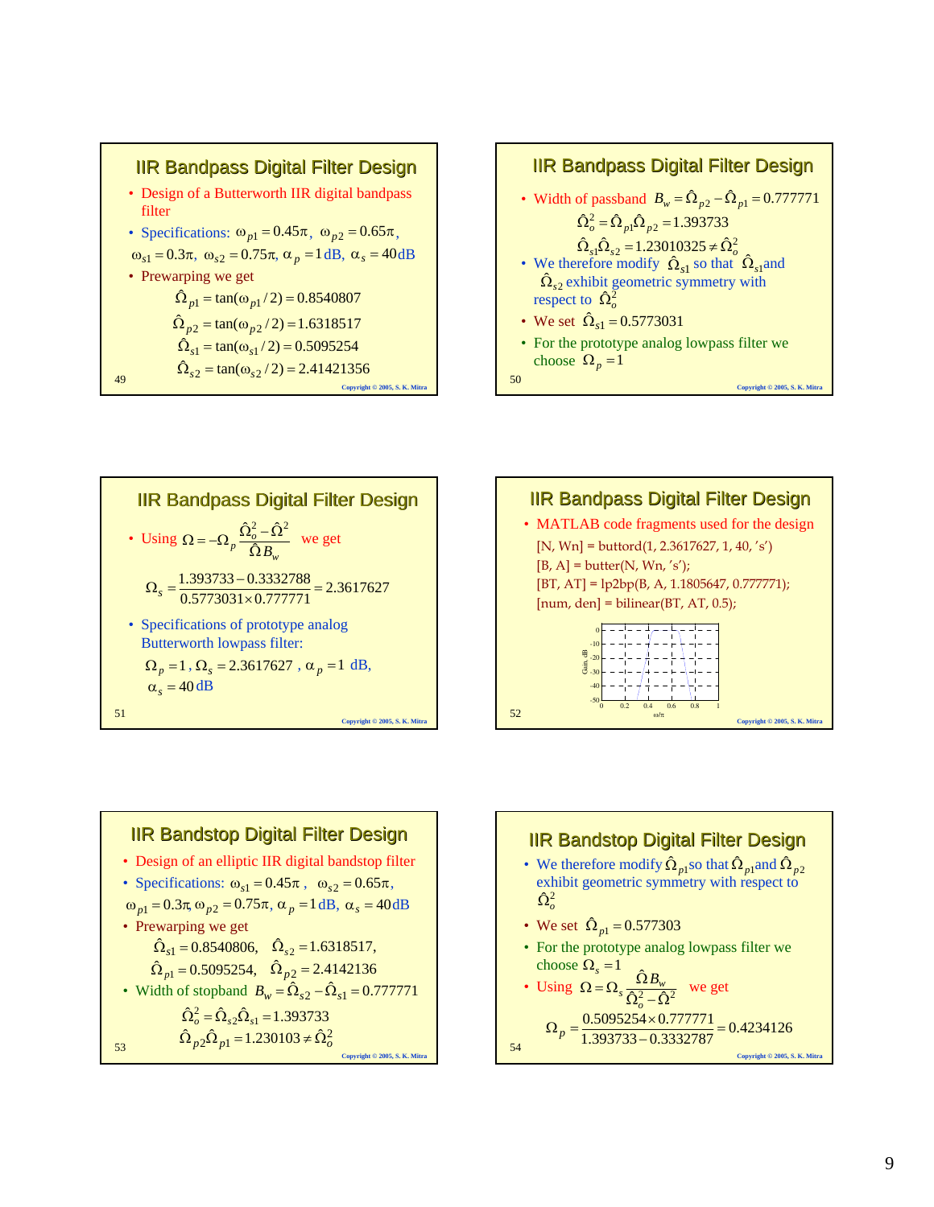## IIR Bandpass Digital Filter Design

- Design of a Butterworth IIR digital bandpass filter
- Specifications: $\omega_{p1} = 0.45\pi$, $\omega_{p2} = 0.65\pi$, $\omega_{s1} = 0.3\pi$, $\omega_{s2} = 0.75\pi$, $\alpha_p = 1$ dB, $\alpha_s = 40$ dB
- Prewarping we get

$$\hat{\Omega}_{p1} = \tan(\omega_{p1}/2) = 0.8540807$$

$$\hat{\Omega}_{p2} = \tan(\omega_{p2}/2) = 1.6318517$$

$$\hat{\Omega}_{s1} = \tan(\omega_{s1}/2) = 0.5095254$$

$$\hat{\Omega}_{s2} = \tan(\omega_{s2}/2) = 2.41421356$$

## IIR Bandpass Digital Filter Design

- Width of passband $B_w = \hat{\Omega}_{p2} - \hat{\Omega}_{p1} = 0.777771$

$$\hat{\Omega}_o^2 = \hat{\Omega}_{p1}\hat{\Omega}_{p2} = 1.393733$$

$$\hat{\Omega}_{s1}\hat{\Omega}_{s2} = 1.23010325 \neq \hat{\Omega}_o^2$$

- We therefore modify $\hat{\Omega}_{s1}$ so that $\hat{\Omega}_{s1}$ and $\hat{\Omega}_{s2}$ exhibit geometric symmetry with respect to $\hat{\Omega}_o^2$
- We set $\hat{\Omega}_{s1} = 0.5773031$
- For the prototype analog lowpass filter we choose $\Omega_p = 1$

## IIR Bandpass Digital Filter Design

- Using $\Omega = -\Omega_p \dfrac{\hat{\Omega}_o^2 - \hat{\Omega}^2}{\hat{\Omega} B_w}$ we get

$$\Omega_s = \frac{1.393733 - 0.3332788}{0.5773031 \times 0.777771} = 2.3617627$$

- Specifications of prototype analog Butterworth lowpass filter:

$\Omega_p = 1$, $\Omega_s = 2.3617627$, $\alpha_p = 1$ dB, $\alpha_s = 40$ dB

## IIR Bandpass Digital Filter Design

- MATLAB code fragments used for the design

```
[N, Wn] = buttord(1, 2.3617627, 1, 40, 's')
[B, A] = butter(N, Wn, 's');
[BT, AT] = lp2bp(B, A, 1.1805647, 0.777771);
[num, den] = bilinear(BT, AT, 0.5);
```

## IIR Bandstop Digital Filter Design

- Design of an elliptic IIR digital bandstop filter
- Specifications: $\omega_{s1} = 0.45\pi$, $\omega_{s2} = 0.65\pi$, $\omega_{p1} = 0.3\pi$, $\omega_{p2} = 0.75\pi$, $\alpha_p = 1$ dB, $\alpha_s = 40$ dB
- Prewarping we get

$$\hat{\Omega}_{s1} = 0.8540806, \quad \hat{\Omega}_{s2} = 1.6318517,$$

$$\hat{\Omega}_{p1} = 0.5095254, \quad \hat{\Omega}_{p2} = 2.4142136$$

- Width of stopband $B_w = \hat{\Omega}_{s2} - \hat{\Omega}_{s1} = 0.777771$

$$\hat{\Omega}_o^2 = \hat{\Omega}_{s2}\hat{\Omega}_{s1} = 1.393733$$

$$\hat{\Omega}_{p2}\hat{\Omega}_{p1} = 1.230103 \neq \hat{\Omega}_o^2$$

## IIR Bandstop Digital Filter Design

- We therefore modify $\hat{\Omega}_{p1}$ so that $\hat{\Omega}_{p1}$ and $\hat{\Omega}_{p2}$ exhibit geometric symmetry with respect to $\hat{\Omega}_o^2$
- We set $\hat{\Omega}_{p1} = 0.577303$
- For the prototype analog lowpass filter we choose $\Omega_s = 1$
- Using $\Omega = \Omega_s \dfrac{\hat{\Omega} B_w}{\hat{\Omega}_o^2 - \hat{\Omega}^2}$ we get

$$\Omega_p = \frac{0.5095254 \times 0.777771}{1.393733 - 0.3332787} = 0.4234126$$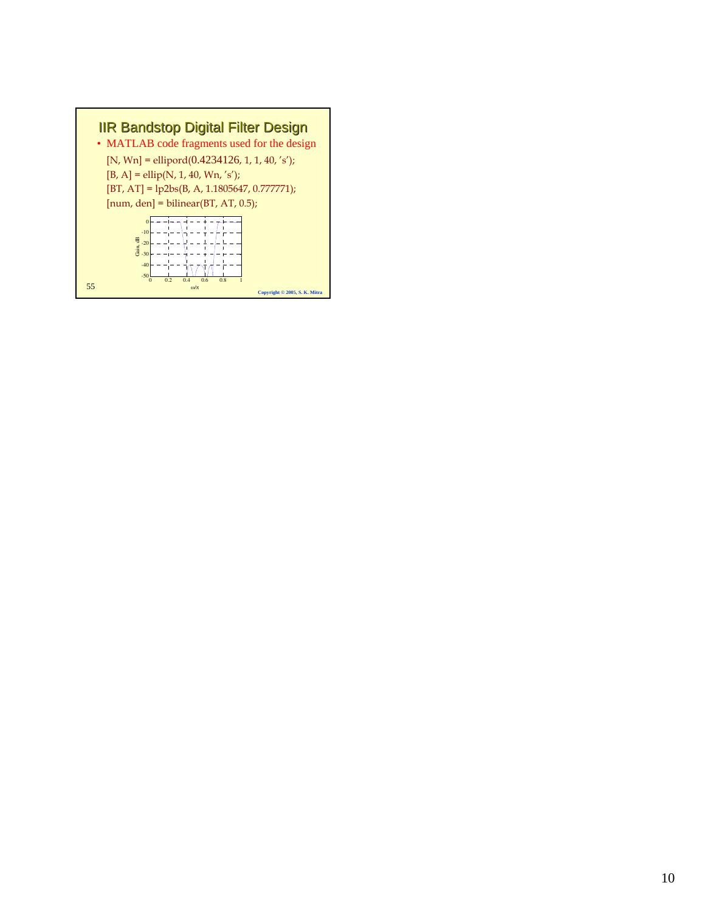# IIR Bandstop Digital Filter Design

- MATLAB code fragments used for the design

```
[N, Wn] = ellipord(0.4234126, 1, 1, 40, 's');
[B, A] = ellip(N, 1, 40, Wn, 's');
[BT, AT] = lp2bs(B, A, 1.1805647, 0.777771);
[num, den] = bilinear(BT, AT, 0.5);
```

Gain, dB

0
-10
-20
-30
-40
-50

0 0.2 0.4 0.6 0.8 1

ω/π

Copyright © 2005, S. K. Mitra